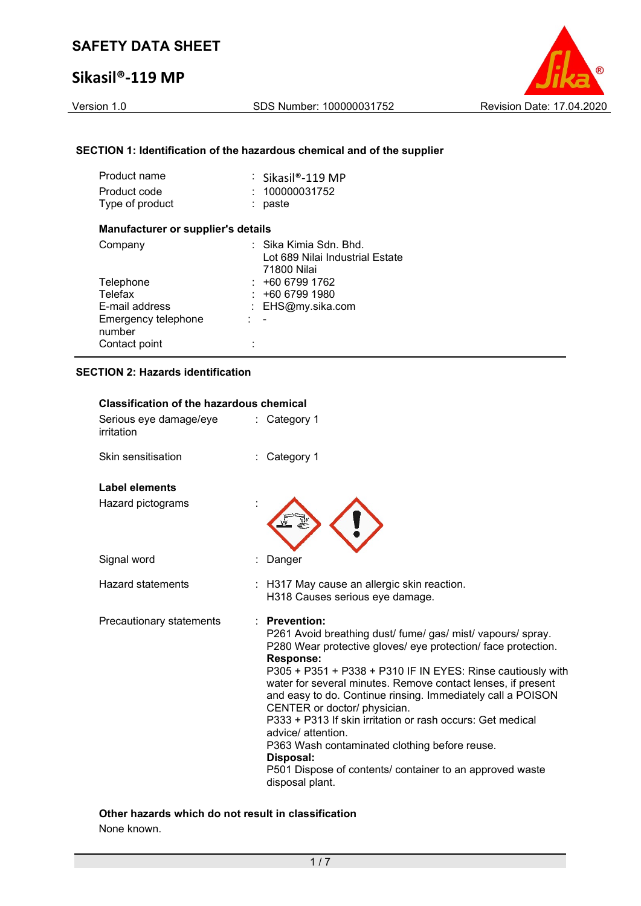# SAFETY DATA SHEET

## Sikasil®-119 MP

Version 1.0 | SDS Number: 100000031752 | Revision Date: 17.04.2020

### SECTION 1: Identification of the hazardous chemical and of the supplier

| | |
|---|---|
| Product name | : Sikasil®-119 MP |
| Product code | : 100000031752 |
| Type of product | : paste |

**Manufacturer or supplier's details**

| | |
|---|---|
| Company | : Sika Kimia Sdn. Bhd.<br>Lot 689 Nilai Industrial Estate<br>71800 Nilai |
| Telephone | : +60 6799 1762 |
| Telefax | : +60 6799 1980 |
| E-mail address | : EHS@my.sika.com |
| Emergency telephone number | : - |
| Contact point | : |

### SECTION 2: Hazards identification

**Classification of the hazardous chemical**

| | |
|---|---|
| Serious eye damage/eye irritation | : Category 1 |
| Skin sensitisation | : Category 1 |

**Label elements**

Hazard pictograms :

Signal word : Danger

Hazard statements :
H317 May cause an allergic skin reaction.
H318 Causes serious eye damage.

Precautionary statements :

**Prevention:**
P261 Avoid breathing dust/ fume/ gas/ mist/ vapours/ spray.
P280 Wear protective gloves/ eye protection/ face protection.

**Response:**
P305 + P351 + P338 + P310 IF IN EYES: Rinse cautiously with water for several minutes. Remove contact lenses, if present and easy to do. Continue rinsing. Immediately call a POISON CENTER or doctor/ physician.
P333 + P313 If skin irritation or rash occurs: Get medical advice/ attention.
P363 Wash contaminated clothing before reuse.

**Disposal:**
P501 Dispose of contents/ container to an approved waste disposal plant.

**Other hazards which do not result in classification**

None known.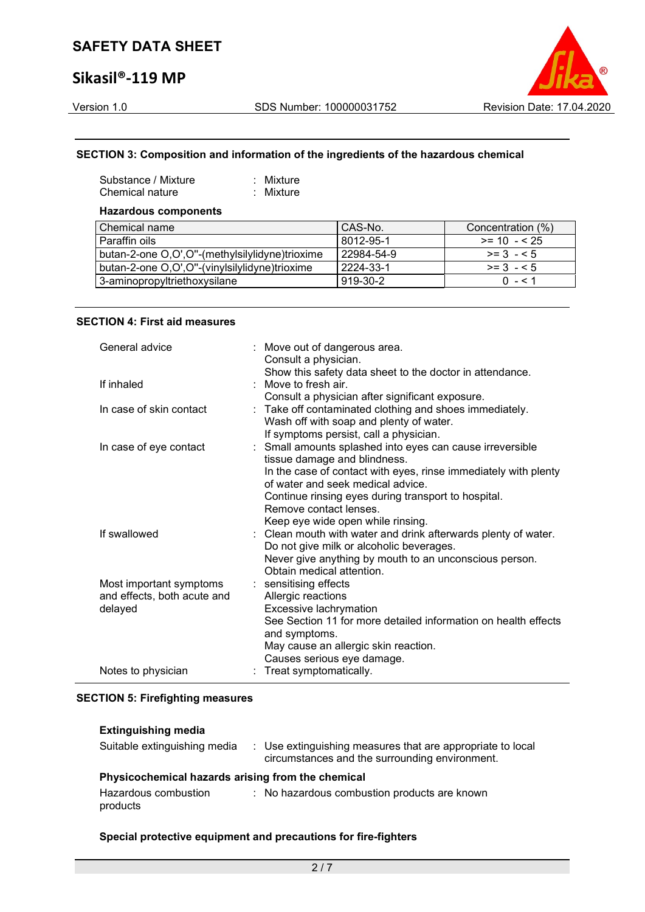## SECTION 3: Composition and information of the ingredients of the hazardous chemical

Substance / Mixture : Mixture
Chemical nature : Mixture

**Hazardous components**

| Chemical name | CAS-No. | Concentration (%) |
|---|---|---|
| Paraffin oils | 8012-95-1 | >= 10 - < 25 |
| butan-2-one O,O',O''-(methylsilylidyne)trioxime | 22984-54-9 | >= 3 - < 5 |
| butan-2-one O,O',O''-(vinylsilylidyne)trioxime | 2224-33-1 | >= 3 - < 5 |
| 3-aminopropyltriethoxysilane | 919-30-2 | 0 - < 1 |

## SECTION 4: First aid measures

General advice : Move out of dangerous area.
Consult a physician.
Show this safety data sheet to the doctor in attendance.

If inhaled : Move to fresh air.
Consult a physician after significant exposure.

In case of skin contact : Take off contaminated clothing and shoes immediately.
Wash off with soap and plenty of water.
If symptoms persist, call a physician.

In case of eye contact : Small amounts splashed into eyes can cause irreversible tissue damage and blindness.
In the case of contact with eyes, rinse immediately with plenty of water and seek medical advice.
Continue rinsing eyes during transport to hospital.
Remove contact lenses.
Keep eye wide open while rinsing.

If swallowed : Clean mouth with water and drink afterwards plenty of water.
Do not give milk or alcoholic beverages.
Never give anything by mouth to an unconscious person.
Obtain medical attention.

Most important symptoms and effects, both acute and delayed : sensitising effects
Allergic reactions
Excessive lachrymation
See Section 11 for more detailed information on health effects and symptoms.
May cause an allergic skin reaction.
Causes serious eye damage.

Notes to physician : Treat symptomatically.

## SECTION 5: Firefighting measures

**Extinguishing media**

Suitable extinguishing media : Use extinguishing measures that are appropriate to local circumstances and the surrounding environment.

**Physicochemical hazards arising from the chemical**

Hazardous combustion products : No hazardous combustion products are known

**Special protective equipment and precautions for fire-fighters**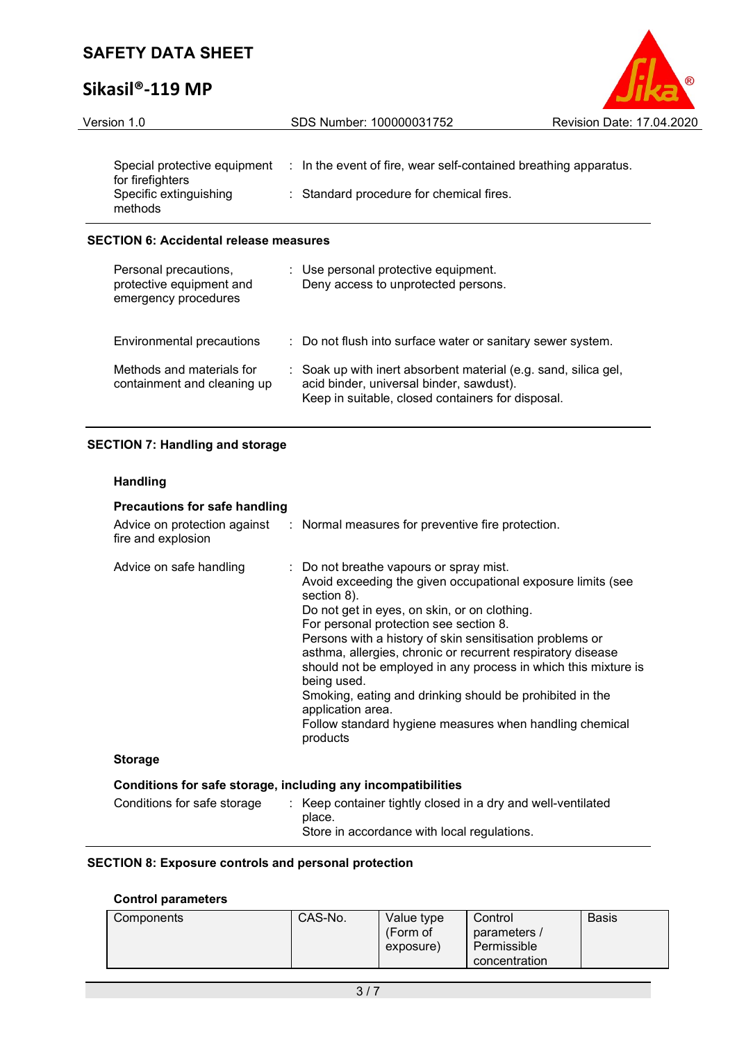| | |
|---|---|
| Special protective equipment for firefighters | : In the event of fire, wear self-contained breathing apparatus. |
| Specific extinguishing methods | : Standard procedure for chemical fires. |

## SECTION 6: Accidental release measures

| | |
|---|---|
| Personal precautions, protective equipment and emergency procedures | : Use personal protective equipment.<br>Deny access to unprotected persons. |
| Environmental precautions | : Do not flush into surface water or sanitary sewer system. |
| Methods and materials for containment and cleaning up | : Soak up with inert absorbent material (e.g. sand, silica gel, acid binder, universal binder, sawdust).<br>Keep in suitable, closed containers for disposal. |

## SECTION 7: Handling and storage

### Handling

**Precautions for safe handling**

| | |
|---|---|
| Advice on protection against fire and explosion | : Normal measures for preventive fire protection. |
| Advice on safe handling | : Do not breathe vapours or spray mist.<br>Avoid exceeding the given occupational exposure limits (see section 8).<br>Do not get in eyes, on skin, or on clothing.<br>For personal protection see section 8.<br>Persons with a history of skin sensitisation problems or asthma, allergies, chronic or recurrent respiratory disease should not be employed in any process in which this mixture is being used.<br>Smoking, eating and drinking should be prohibited in the application area.<br>Follow standard hygiene measures when handling chemical products |

### Storage

**Conditions for safe storage, including any incompatibilities**

| | |
|---|---|
| Conditions for safe storage | : Keep container tightly closed in a dry and well-ventilated place.<br>Store in accordance with local regulations. |

## SECTION 8: Exposure controls and personal protection

**Control parameters**

| Components | CAS-No. | Value type (Form of exposure) | Control parameters / Permissible concentration | Basis |
|---|---|---|---|---|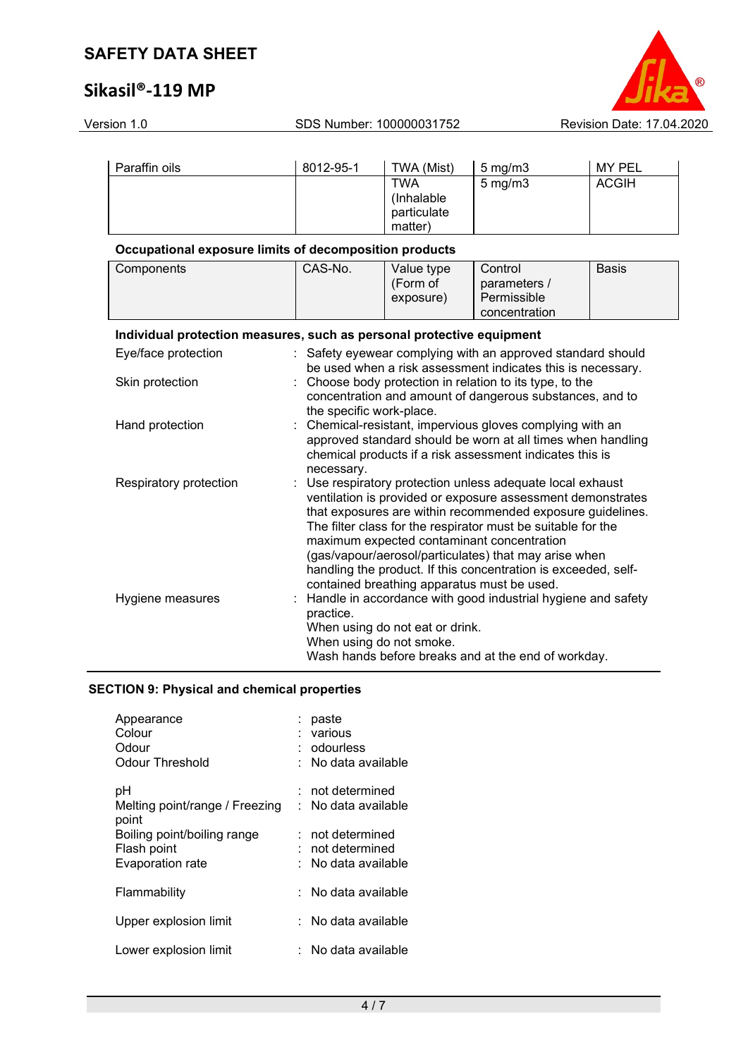| Paraffin oils | 8012-95-1 | TWA (Mist) | 5 mg/m3 | MY PEL |
| --- | --- | --- | --- | --- |
| | | TWA (Inhalable particulate matter) | 5 mg/m3 | ACGIH |

**Occupational exposure limits of decomposition products**

| Components | CAS-No. | Value type (Form of exposure) | Control parameters / Permissible concentration | Basis |
| --- | --- | --- | --- | --- |

**Individual protection measures, such as personal protective equipment**

Eye/face protection : Safety eyewear complying with an approved standard should be used when a risk assessment indicates this is necessary.

Skin protection : Choose body protection in relation to its type, to the concentration and amount of dangerous substances, and to the specific work-place.

Hand protection : Chemical-resistant, impervious gloves complying with an approved standard should be worn at all times when handling chemical products if a risk assessment indicates this is necessary.

Respiratory protection : Use respiratory protection unless adequate local exhaust ventilation is provided or exposure assessment demonstrates that exposures are within recommended exposure guidelines. The filter class for the respirator must be suitable for the maximum expected contaminant concentration (gas/vapour/aerosol/particulates) that may arise when handling the product. If this concentration is exceeded, self-contained breathing apparatus must be used.

Hygiene measures : Handle in accordance with good industrial hygiene and safety practice.
When using do not eat or drink.
When using do not smoke.
Wash hands before breaks and at the end of workday.

## SECTION 9: Physical and chemical properties

Appearance : paste
Colour : various
Odour : odourless
Odour Threshold : No data available

pH : not determined
Melting point/range / Freezing point : No data available
Boiling point/boiling range : not determined
Flash point : not determined
Evaporation rate : No data available

Flammability : No data available

Upper explosion limit : No data available

Lower explosion limit : No data available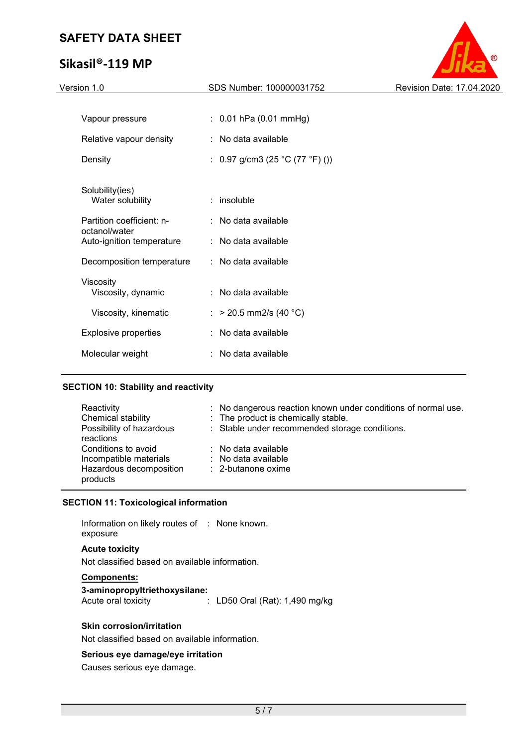| | | |
|---|---|---|
| Vapour pressure | : | 0.01 hPa (0.01 mmHg) |
| Relative vapour density | : | No data available |
| Density | : | 0.97 g/cm3 (25 °C (77 °F) ()) |
| Solubility(ies) | | |
| Water solubility | : | insoluble |
| Partition coefficient: n-octanol/water | : | No data available |
| Auto-ignition temperature | : | No data available |
| Decomposition temperature | : | No data available |
| Viscosity | | |
| Viscosity, dynamic | : | No data available |
| Viscosity, kinematic | : | > 20.5 mm2/s (40 °C) |
| Explosive properties | : | No data available |
| Molecular weight | : | No data available |

## SECTION 10: Stability and reactivity

| | | |
|---|---|---|
| Reactivity | : | No dangerous reaction known under conditions of normal use. |
| Chemical stability | : | The product is chemically stable. |
| Possibility of hazardous reactions | : | Stable under recommended storage conditions. |
| Conditions to avoid | : | No data available |
| Incompatible materials | : | No data available |
| Hazardous decomposition products | : | 2-butanone oxime |

## SECTION 11: Toxicological information

Information on likely routes of exposure : None known.

**Acute toxicity**

Not classified based on available information.

**Components:**

**3-aminopropyltriethoxysilane:**

Acute oral toxicity : LD50 Oral (Rat): 1,490 mg/kg

**Skin corrosion/irritation**

Not classified based on available information.

**Serious eye damage/eye irritation**

Causes serious eye damage.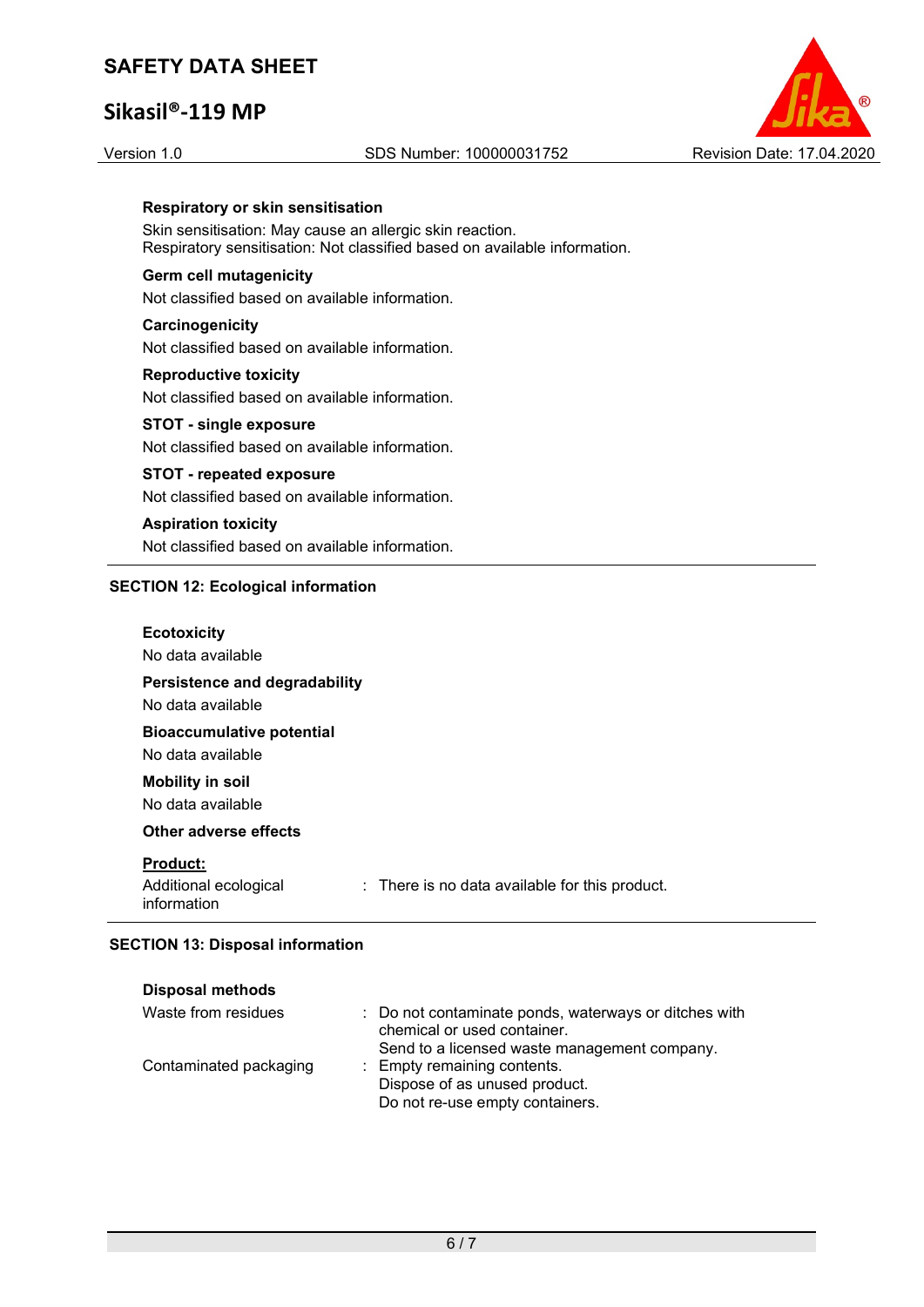**Respiratory or skin sensitisation**

Skin sensitisation: May cause an allergic skin reaction.
Respiratory sensitisation: Not classified based on available information.

**Germ cell mutagenicity**

Not classified based on available information.

**Carcinogenicity**

Not classified based on available information.

**Reproductive toxicity**

Not classified based on available information.

**STOT - single exposure**

Not classified based on available information.

**STOT - repeated exposure**

Not classified based on available information.

**Aspiration toxicity**

Not classified based on available information.

## SECTION 12: Ecological information

**Ecotoxicity**

No data available

**Persistence and degradability**

No data available

**Bioaccumulative potential**

No data available

**Mobility in soil**

No data available

**Other adverse effects**

**Product:**

Additional ecological information : There is no data available for this product.

## SECTION 13: Disposal information

**Disposal methods**

Waste from residues : Do not contaminate ponds, waterways or ditches with chemical or used container.
Send to a licensed waste management company.

Contaminated packaging : Empty remaining contents.
Dispose of as unused product.
Do not re-use empty containers.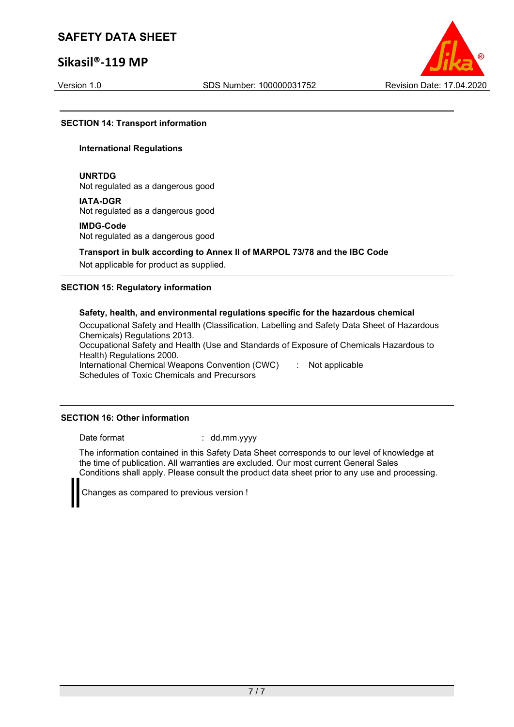## SECTION 14: Transport information

### International Regulations

**UNRTDG**
Not regulated as a dangerous good

**IATA-DGR**
Not regulated as a dangerous good

**IMDG-Code**
Not regulated as a dangerous good

**Transport in bulk according to Annex II of MARPOL 73/78 and the IBC Code**
Not applicable for product as supplied.

## SECTION 15: Regulatory information

**Safety, health, and environmental regulations specific for the hazardous chemical**

Occupational Safety and Health (Classification, Labelling and Safety Data Sheet of Hazardous Chemicals) Regulations 2013.
Occupational Safety and Health (Use and Standards of Exposure of Chemicals Hazardous to Health) Regulations 2000.
International Chemical Weapons Convention (CWC) Schedules of Toxic Chemicals and Precursors : Not applicable

## SECTION 16: Other information

Date format : dd.mm.yyyy

The information contained in this Safety Data Sheet corresponds to our level of knowledge at the time of publication. All warranties are excluded. Our most current General Sales Conditions shall apply. Please consult the product data sheet prior to any use and processing.

Changes as compared to previous version !